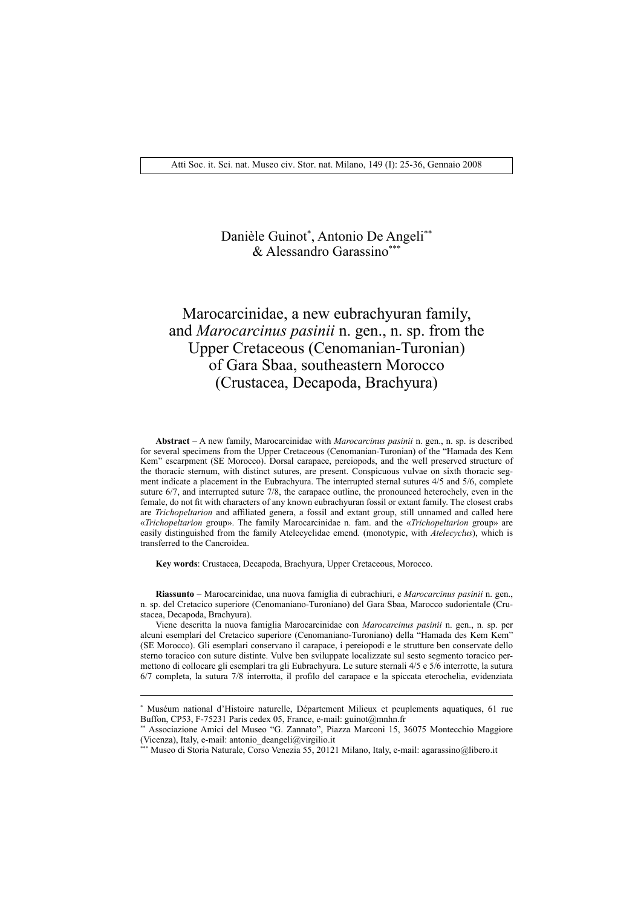Danièle Guinot[*], Antonio De Angeli[**] & Alessandro Garassino[***]

# Marocarcinidae, a new eubrachyuran family, and *Marocarcinus pasinii* n. gen., n. sp. from the Upper Cretaceous (Cenomanian-Turonian) of Gara Sbaa, southeastern Morocco (Crustacea, Decapoda, Brachyura)

**Abstract** – A new family, Marocarcinidae with *Marocarcinus pasinii* n. gen., n. sp. is described for several specimens from the Upper Cretaceous (Cenomanian-Turonian) of the "Hamada des Kem Kem" escarpment (SE Morocco). Dorsal carapace, pereiopods, and the well preserved structure of the thoracic sternum, with distinct sutures, are present. Conspicuous vulvae on sixth thoracic segment indicate a placement in the Eubrachyura. The interrupted sternal sutures 4/5 and 5/6, complete suture 6/7, and interrupted suture 7/8, the carapace outline, the pronounced heterochely, even in the female, do not fit with characters of any known eubrachyuran fossil or extant family. The closest crabs are *Trichopeltarion* and affiliated genera, a fossil and extant group, still unnamed and called here «*Trichopeltarion* group». The family Marocarcinidae n. fam. and the «*Trichopeltarion* group» are easily distinguished from the family Atelecyclidae emend. (monotypic, with *Atelecyclus*), which is transferred to the Cancroidea.

**Key words**: Crustacea, Decapoda, Brachyura, Upper Cretaceous, Morocco.

**Riassunto** – Marocarcinidae, una nuova famiglia di eubrachiuri, e *Marocarcinus pasinii* n. gen., n. sp. del Cretacico superiore (Cenomaniano-Turoniano) del Gara Sbaa, Marocco sudorientale (Crustacea, Decapoda, Brachyura).

Viene descritta la nuova famiglia Marocarcinidae con *Marocarcinus pasinii* n. gen., n. sp. per alcuni esemplari del Cretacico superiore (Cenomaniano-Turoniano) della "Hamada des Kem Kem" (SE Morocco). Gli esemplari conservano il carapace, i pereiopodi e le strutture ben conservate dello sterno toracico con suture distinte. Vulve ben sviluppate localizzate sul sesto segmento toracico permettono di collocare gli esemplari tra gli Eubrachyura. Le suture sternali 4/5 e 5/6 interrotte, la sutura 6/7 completa, la sutura 7/8 interrotta, il profilo del carapace e la spiccata eterochelia, evidenziata

---

[*] Muséum national d'Histoire naturelle, Département Milieux et peuplements aquatiques, 61 rue Buffon, CP53, F-75231 Paris cedex 05, France, e-mail: guinot@mnhn.fr

[**] Associazione Amici del Museo "G. Zannato", Piazza Marconi 15, 36075 Montecchio Maggiore (Vicenza), Italy, e-mail: antonio_deangeli@virgilio.it

[***] Museo di Storia Naturale, Corso Venezia 55, 20121 Milano, Italy, e-mail: agarassino@libero.it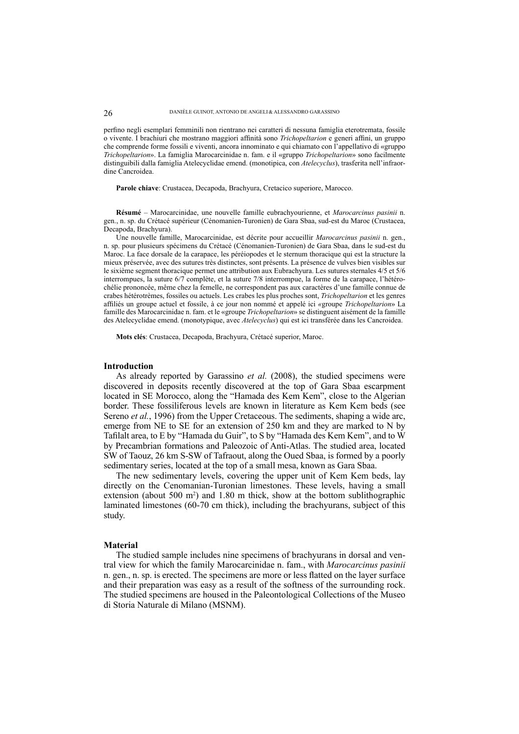perfino negli esemplari femminili non rientrano nei caratteri di nessuna famiglia eterotremata, fossile o vivente. I brachiuri che mostrano maggiori affinità sono *Trichopeltarion* e generi affini, un gruppo che comprende forme fossili e viventi, ancora innominato e qui chiamato con l'appellativo di «gruppo *Trichopeltarion*». La famiglia Marocarcinidae n. fam. e il «gruppo *Trichopeltarion*» sono facilmente distinguibili dalla famiglia Atelecyclidae emend. (monotipica, con *Atelecyclus*), trasferita nell'infraordine Cancroidea.

**Parole chiave**: Crustacea, Decapoda, Brachyura, Cretacico superiore, Marocco.

**Résumé** – Marocarcinidae, une nouvelle famille eubrachyourienne, et *Marocarcinus pasinii* n. gen., n. sp. du Crétacé supérieur (Cénomanien-Turonien) de Gara Sbaa, sud-est du Maroc (Crustacea, Decapoda, Brachyura).

Une nouvelle famille, Marocarcinidae, est décrite pour accueillir *Marocarcinus pasinii* n. gen., n. sp. pour plusieurs spécimens du Crétacé (Cénomanien-Turonien) de Gara Sbaa, dans le sud-est du Maroc. La face dorsale de la carapace, les péréiopodes et le sternum thoracique qui est la structure la mieux préservée, avec des sutures très distinctes, sont présents. La présence de vulves bien visibles sur le sixième segment thoracique permet une attribution aux Eubrachyura. Les sutures sternales 4/5 et 5/6 interrompues, la suture 6/7 complète, et la suture 7/8 interrompue, la forme de la carapace, l'hétérochélie prononcée, même chez la femelle, ne correspondent pas aux caractères d'une famille connue de crabes hétérotrèmes, fossiles ou actuels. Les crabes les plus proches sont, *Trichopeltarion* et les genres affiliés un groupe actuel et fossile, à ce jour non nommé et appelé ici «groupe *Trichopeltarion*» La famille des Marocarcinidae n. fam. et le «groupe *Trichopeltarion*» se distinguent aisément de la famille des Atelecyclidae emend. (monotypique, avec *Atelecyclus*) qui est ici transférée dans les Cancroidea.

**Mots clés**: Crustacea, Decapoda, Brachyura, Crétacé superior, Maroc.

## Introduction

As already reported by Garassino *et al.* (2008), the studied specimens were discovered in deposits recently discovered at the top of Gara Sbaa escarpment located in SE Morocco, along the "Hamada des Kem Kem", close to the Algerian border. These fossiliferous levels are known in literature as Kem Kem beds (see Sereno *et al.*, 1996) from the Upper Cretaceous. The sediments, shaping a wide arc, emerge from NE to SE for an extension of 250 km and they are marked to N by Tafilalt area, to E by "Hamada du Guir", to S by "Hamada des Kem Kem", and to W by Precambrian formations and Paleozoic of Anti-Atlas. The studied area, located SW of Taouz, 26 km S-SW of Tafraout, along the Oued Sbaa, is formed by a poorly sedimentary series, located at the top of a small mesa, known as Gara Sbaa.

The new sedimentary levels, covering the upper unit of Kem Kem beds, lay directly on the Cenomanian-Turonian limestones. These levels, having a small extension (about 500 $m^2$) and 1.80 m thick, show at the bottom sublithographic laminated limestones (60-70 cm thick), including the brachyurans, subject of this study.

## Material

The studied sample includes nine specimens of brachyurans in dorsal and ventral view for which the family Marocarcinidae n. fam., with *Marocarcinus pasinii* n. gen., n. sp. is erected. The specimens are more or less flatted on the layer surface and their preparation was easy as a result of the softness of the surrounding rock. The studied specimens are housed in the Paleontological Collections of the Museo di Storia Naturale di Milano (MSNM).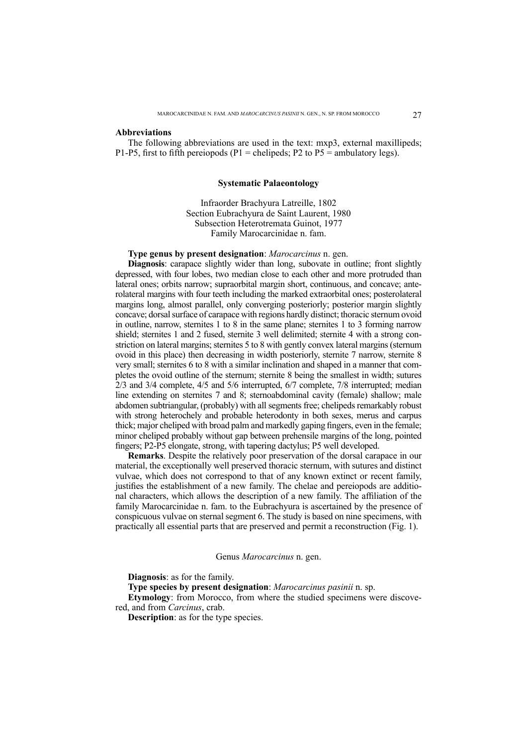### Abbreviations

The following abbreviations are used in the text: mxp3, external maxillipeds; P1-P5, first to fifth pereiopods (P1 = chelipeds; P2 to P5 = ambulatory legs).

## Systematic Palaeontology

Infraorder Brachyura Latreille, 1802
Section Eubrachyura de Saint Laurent, 1980
Subsection Heterotremata Guinot, 1977
Family Marocarcinidae n. fam.

**Type genus by present designation**: *Marocarcinus* n. gen.

**Diagnosis**: carapace slightly wider than long, subovate in outline; front slightly depressed, with four lobes, two median close to each other and more protruded than lateral ones; orbits narrow; supraorbital margin short, continuous, and concave; anterolateral margins with four teeth including the marked extraorbital ones; posterolateral margins long, almost parallel, only converging posteriorly; posterior margin slightly concave; dorsal surface of carapace with regions hardly distinct; thoracic sternum ovoid in outline, narrow, sternites 1 to 8 in the same plane; sternites 1 to 3 forming narrow shield; sternites 1 and 2 fused, sternite 3 well delimited; sternite 4 with a strong constriction on lateral margins; sternites 5 to 8 with gently convex lateral margins (sternum ovoid in this place) then decreasing in width posteriorly, sternite 7 narrow, sternite 8 very small; sternites 6 to 8 with a similar inclination and shaped in a manner that completes the ovoid outline of the sternum; sternite 8 being the smallest in width; sutures 2/3 and 3/4 complete, 4/5 and 5/6 interrupted, 6/7 complete, 7/8 interrupted; median line extending on sternites 7 and 8; sternoabdominal cavity (female) shallow; male abdomen subtriangular, (probably) with all segments free; chelipeds remarkably robust with strong heterochely and probable heterodonty in both sexes, merus and carpus thick; major cheliped with broad palm and markedly gaping fingers, even in the female; minor cheliped probably without gap between prehensile margins of the long, pointed fingers; P2-P5 elongate, strong, with tapering dactylus; P5 well developed.

**Remarks**. Despite the relatively poor preservation of the dorsal carapace in our material, the exceptionally well preserved thoracic sternum, with sutures and distinct vulvae, which does not correspond to that of any known extinct or recent family, justifies the establishment of a new family. The chelae and pereiopods are additional characters, which allows the description of a new family. The affiliation of the family Marocarcinidae n. fam. to the Eubrachyura is ascertained by the presence of conspicuous vulvae on sternal segment 6. The study is based on nine specimens, with practically all essential parts that are preserved and permit a reconstruction (Fig. 1).

Genus *Marocarcinus* n. gen.

**Diagnosis**: as for the family.

**Type species by present designation**: *Marocarcinus pasinii* n. sp.

**Etymology**: from Morocco, from where the studied specimens were discovered, and from *Carcinus*, crab.

**Description**: as for the type species.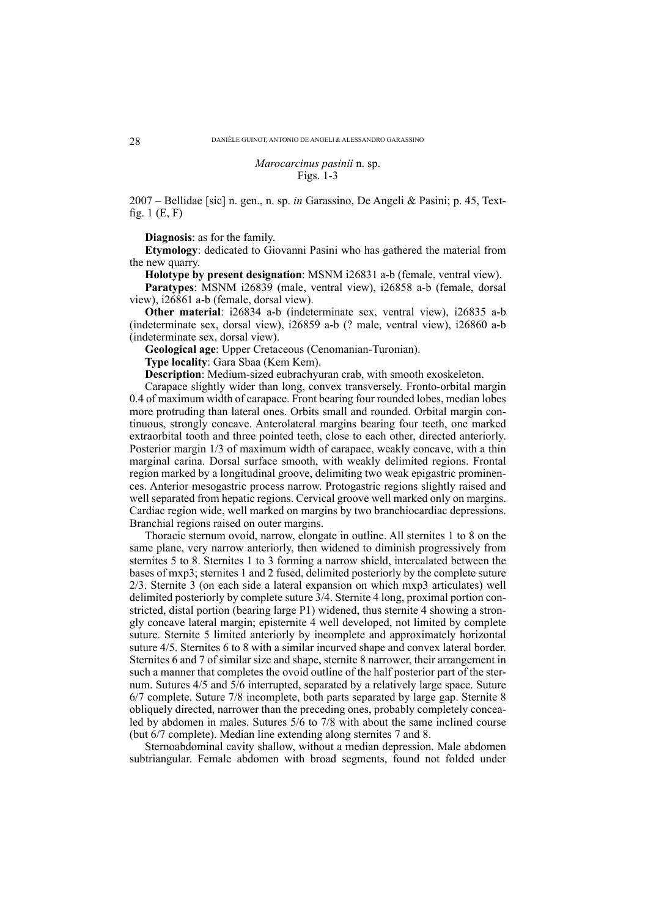*Marocarcinus pasinii* n. sp.
Figs. 1-3

2007 – Bellidae [sic] n. gen., n. sp. *in* Garassino, De Angeli & Pasini; p. 45, Text-fig. 1 (E, F)

**Diagnosis**: as for the family.

**Etymology**: dedicated to Giovanni Pasini who has gathered the material from the new quarry.

**Holotype by present designation**: MSNM i26831 a-b (female, ventral view).

**Paratypes**: MSNM i26839 (male, ventral view), i26858 a-b (female, dorsal view), i26861 a-b (female, dorsal view).

**Other material**: i26834 a-b (indeterminate sex, ventral view), i26835 a-b (indeterminate sex, dorsal view), i26859 a-b (? male, ventral view), i26860 a-b (indeterminate sex, dorsal view).

**Geological age**: Upper Cretaceous (Cenomanian-Turonian).

**Type locality**: Gara Sbaa (Kem Kem).

**Description**: Medium-sized eubrachyuran crab, with smooth exoskeleton.

Carapace slightly wider than long, convex transversely. Fronto-orbital margin 0.4 of maximum width of carapace. Front bearing four rounded lobes, median lobes more protruding than lateral ones. Orbits small and rounded. Orbital margin continuous, strongly concave. Anterolateral margins bearing four teeth, one marked extraorbital tooth and three pointed teeth, close to each other, directed anteriorly. Posterior margin 1/3 of maximum width of carapace, weakly concave, with a thin marginal carina. Dorsal surface smooth, with weakly delimited regions. Frontal region marked by a longitudinal groove, delimiting two weak epigastric prominences. Anterior mesogastric process narrow. Protogastric regions slightly raised and well separated from hepatic regions. Cervical groove well marked only on margins. Cardiac region wide, well marked on margins by two branchiocardiac depressions. Branchial regions raised on outer margins.

Thoracic sternum ovoid, narrow, elongate in outline. All sternites 1 to 8 on the same plane, very narrow anteriorly, then widened to diminish progressively from sternites 5 to 8. Sternites 1 to 3 forming a narrow shield, intercalated between the bases of mxp3; sternites 1 and 2 fused, delimited posteriorly by the complete suture 2/3. Sternite 3 (on each side a lateral expansion on which mxp3 articulates) well delimited posteriorly by complete suture 3/4. Sternite 4 long, proximal portion constricted, distal portion (bearing large P1) widened, thus sternite 4 showing a strongly concave lateral margin; episternite 4 well developed, not limited by complete suture. Sternite 5 limited anteriorly by incomplete and approximately horizontal suture 4/5. Sternites 6 to 8 with a similar incurved shape and convex lateral border. Sternites 6 and 7 of similar size and shape, sternite 8 narrower, their arrangement in such a manner that completes the ovoid outline of the half posterior part of the sternum. Sutures 4/5 and 5/6 interrupted, separated by a relatively large space. Suture 6/7 complete. Suture 7/8 incomplete, both parts separated by large gap. Sternite 8 obliquely directed, narrower than the preceding ones, probably completely concealed by abdomen in males. Sutures 5/6 to 7/8 with about the same inclined course (but 6/7 complete). Median line extending along sternites 7 and 8.

Sternoabdominal cavity shallow, without a median depression. Male abdomen subtriangular. Female abdomen with broad segments, found not folded under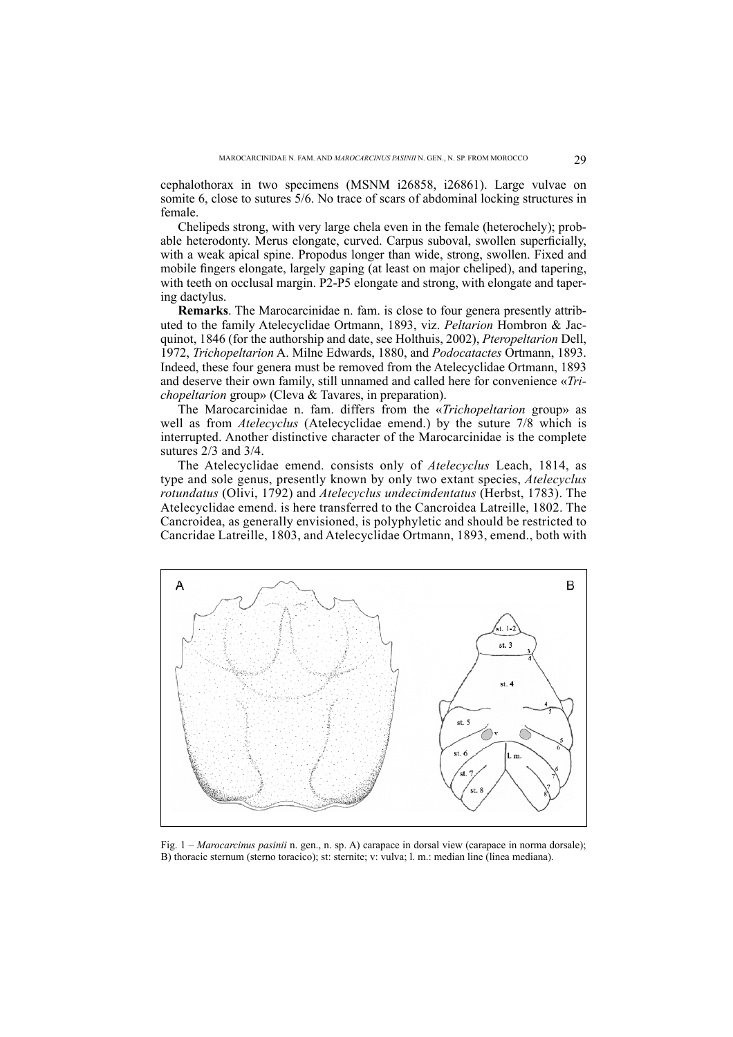cephalothorax in two specimens (MSNM i26858, i26861). Large vulvae on somite 6, close to sutures 5/6. No trace of scars of abdominal locking structures in female.

Chelipeds strong, with very large chela even in the female (heterochely); probable heterodonty. Merus elongate, curved. Carpus suboval, swollen superficially, with a weak apical spine. Propodus longer than wide, strong, swollen. Fixed and mobile fingers elongate, largely gaping (at least on major cheliped), and tapering, with teeth on occlusal margin. P2-P5 elongate and strong, with elongate and tapering dactylus.

**Remarks**. The Marocarcinidae n. fam. is close to four genera presently attributed to the family Atelecyclidae Ortmann, 1893, viz. *Peltarion* Hombron & Jacquinot, 1846 (for the authorship and date, see Holthuis, 2002), *Pteropeltarion* Dell, 1972, *Trichopeltarion* A. Milne Edwards, 1880, and *Podocatactes* Ortmann, 1893. Indeed, these four genera must be removed from the Atelecyclidae Ortmann, 1893 and deserve their own family, still unnamed and called here for convenience «*Trichopeltarion* group» (Cleva & Tavares, in preparation).

The Marocarcinidae n. fam. differs from the «*Trichopeltarion* group» as well as from *Atelecyclus* (Atelecyclidae emend.) by the suture 7/8 which is interrupted. Another distinctive character of the Marocarcinidae is the complete sutures 2/3 and 3/4.

The Atelecyclidae emend. consists only of *Atelecyclus* Leach, 1814, as type and sole genus, presently known by only two extant species, *Atelecyclus rotundatus* (Olivi, 1792) and *Atelecyclus undecimdentatus* (Herbst, 1783). The Atelecyclidae emend. is here transferred to the Cancroidea Latreille, 1802. The Cancroidea, as generally envisioned, is polyphyletic and should be restricted to Cancridae Latreille, 1803, and Atelecyclidae Ortmann, 1893, emend., both with

Fig. 1 – *Marocarcinus pasinii* n. gen., n. sp. A) carapace in dorsal view (carapace in norma dorsale); B) thoracic sternum (sterno toracico); st: sternite; v: vulva; l. m.: median line (linea mediana).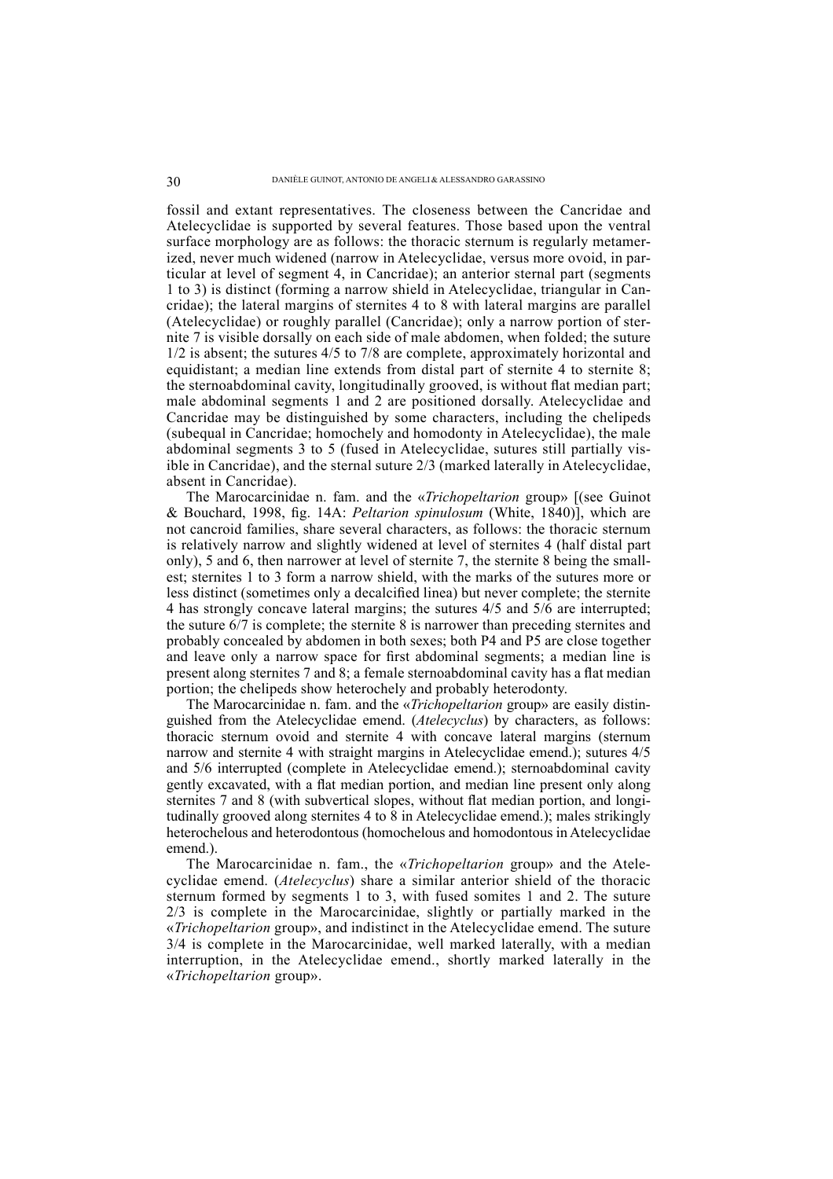fossil and extant representatives. The closeness between the Cancridae and Atelecyclidae is supported by several features. Those based upon the ventral surface morphology are as follows: the thoracic sternum is regularly metamerized, never much widened (narrow in Atelecyclidae, versus more ovoid, in particular at level of segment 4, in Cancridae); an anterior sternal part (segments 1 to 3) is distinct (forming a narrow shield in Atelecyclidae, triangular in Cancridae); the lateral margins of sternites 4 to 8 with lateral margins are parallel (Atelecyclidae) or roughly parallel (Cancridae); only a narrow portion of sternite 7 is visible dorsally on each side of male abdomen, when folded; the suture 1/2 is absent; the sutures 4/5 to 7/8 are complete, approximately horizontal and equidistant; a median line extends from distal part of sternite 4 to sternite 8; the sternoabdominal cavity, longitudinally grooved, is without flat median part; male abdominal segments 1 and 2 are positioned dorsally. Atelecyclidae and Cancridae may be distinguished by some characters, including the chelipeds (subequal in Cancridae; homochely and homodonty in Atelecyclidae), the male abdominal segments 3 to 5 (fused in Atelecyclidae, sutures still partially visible in Cancridae), and the sternal suture 2/3 (marked laterally in Atelecyclidae, absent in Cancridae).

The Marocarcinidae n. fam. and the «*Trichopeltarion* group» [(see Guinot & Bouchard, 1998, fig. 14A: *Peltarion spinulosum* (White, 1840)], which are not cancroid families, share several characters, as follows: the thoracic sternum is relatively narrow and slightly widened at level of sternites 4 (half distal part only), 5 and 6, then narrower at level of sternite 7, the sternite 8 being the smallest; sternites 1 to 3 form a narrow shield, with the marks of the sutures more or less distinct (sometimes only a decalcified linea) but never complete; the sternite 4 has strongly concave lateral margins; the sutures 4/5 and 5/6 are interrupted; the suture 6/7 is complete; the sternite 8 is narrower than preceding sternites and probably concealed by abdomen in both sexes; both P4 and P5 are close together and leave only a narrow space for first abdominal segments; a median line is present along sternites 7 and 8; a female sternoabdominal cavity has a flat median portion; the chelipeds show heterochely and probably heterodonty.

The Marocarcinidae n. fam. and the «*Trichopeltarion* group» are easily distinguished from the Atelecyclidae emend. (*Atelecyclus*) by characters, as follows: thoracic sternum ovoid and sternite 4 with concave lateral margins (sternum narrow and sternite 4 with straight margins in Atelecyclidae emend.); sutures 4/5 and 5/6 interrupted (complete in Atelecyclidae emend.); sternoabdominal cavity gently excavated, with a flat median portion, and median line present only along sternites 7 and 8 (with subvertical slopes, without flat median portion, and longitudinally grooved along sternites 4 to 8 in Atelecyclidae emend.); males strikingly heterochelous and heterodontous (homochelous and homodontous in Atelecyclidae emend.).

The Marocarcinidae n. fam., the «*Trichopeltarion* group» and the Atelecyclidae emend. (*Atelecyclus*) share a similar anterior shield of the thoracic sternum formed by segments 1 to 3, with fused somites 1 and 2. The suture 2/3 is complete in the Marocarcinidae, slightly or partially marked in the «*Trichopeltarion* group», and indistinct in the Atelecyclidae emend. The suture 3/4 is complete in the Marocarcinidae, well marked laterally, with a median interruption, in the Atelecyclidae emend., shortly marked laterally in the «*Trichopeltarion* group».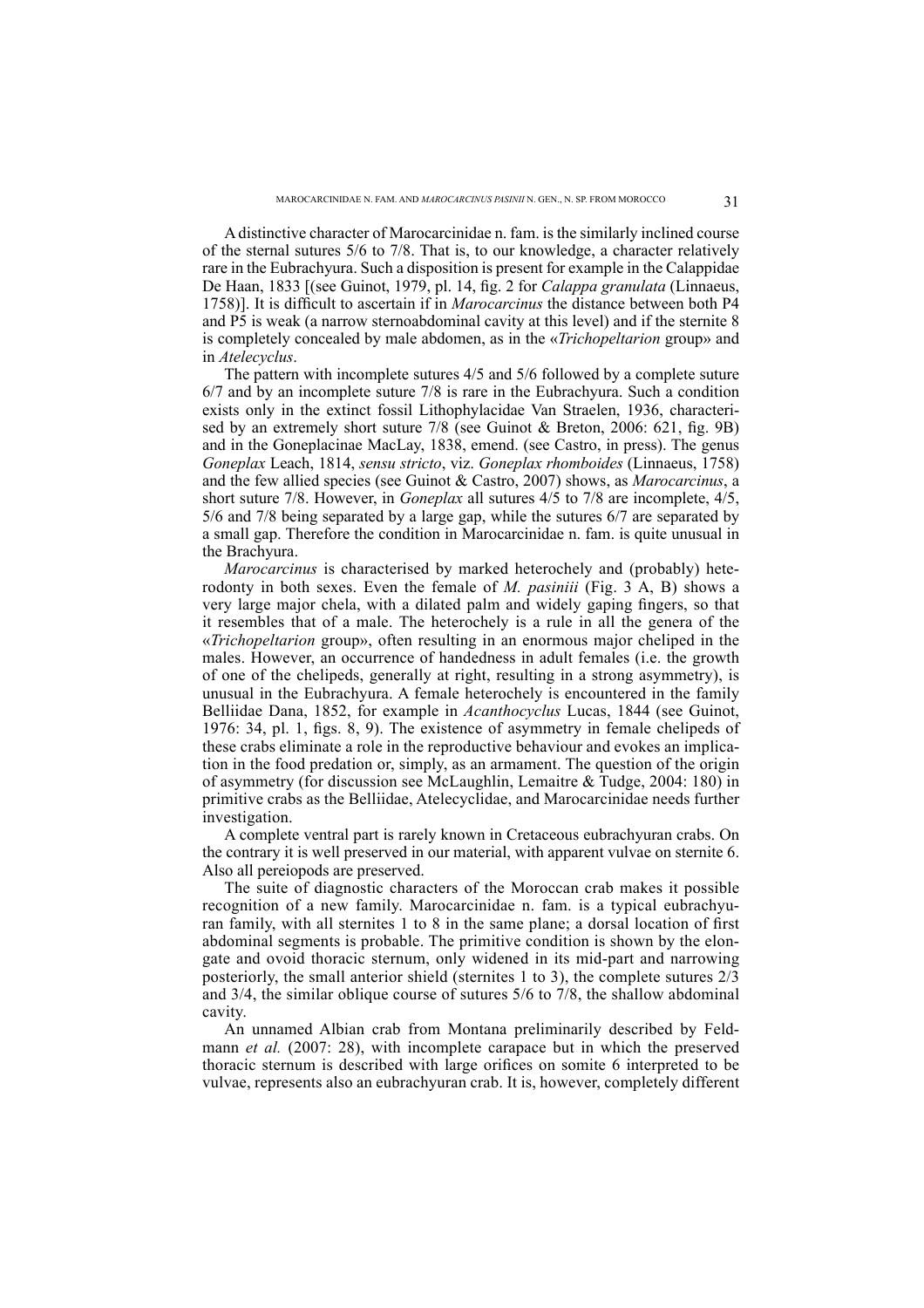A distinctive character of Marocarcinidae n. fam. is the similarly inclined course of the sternal sutures 5/6 to 7/8. That is, to our knowledge, a character relatively rare in the Eubrachyura. Such a disposition is present for example in the Calappidae De Haan, 1833 [(see Guinot, 1979, pl. 14, fig. 2 for *Calappa granulata* (Linnaeus, 1758)]. It is difficult to ascertain if in *Marocarcinus* the distance between both P4 and P5 is weak (a narrow sternoabdominal cavity at this level) and if the sternite 8 is completely concealed by male abdomen, as in the «*Trichopeltarion* group» and in *Atelecyclus*.

The pattern with incomplete sutures 4/5 and 5/6 followed by a complete suture 6/7 and by an incomplete suture 7/8 is rare in the Eubrachyura. Such a condition exists only in the extinct fossil Lithophylacidae Van Straelen, 1936, characterised by an extremely short suture 7/8 (see Guinot & Breton, 2006: 621, fig. 9B) and in the Goneplacinae MacLay, 1838, emend. (see Castro, in press). The genus *Goneplax* Leach, 1814, *sensu stricto*, viz. *Goneplax rhomboides* (Linnaeus, 1758) and the few allied species (see Guinot & Castro, 2007) shows, as *Marocarcinus*, a short suture 7/8. However, in *Goneplax* all sutures 4/5 to 7/8 are incomplete, 4/5, 5/6 and 7/8 being separated by a large gap, while the sutures 6/7 are separated by a small gap. Therefore the condition in Marocarcinidae n. fam. is quite unusual in the Brachyura.

*Marocarcinus* is characterised by marked heterochely and (probably) heterodonty in both sexes. Even the female of *M. pasiniii* (Fig. 3 A, B) shows a very large major chela, with a dilated palm and widely gaping fingers, so that it resembles that of a male. The heterochely is a rule in all the genera of the «*Trichopeltarion* group», often resulting in an enormous major cheliped in the males. However, an occurrence of handedness in adult females (i.e. the growth of one of the chelipeds, generally at right, resulting in a strong asymmetry), is unusual in the Eubrachyura. A female heterochely is encountered in the family Belliidae Dana, 1852, for example in *Acanthocyclus* Lucas, 1844 (see Guinot, 1976: 34, pl. 1, figs. 8, 9). The existence of asymmetry in female chelipeds of these crabs eliminate a role in the reproductive behaviour and evokes an implication in the food predation or, simply, as an armament. The question of the origin of asymmetry (for discussion see McLaughlin, Lemaitre & Tudge, 2004: 180) in primitive crabs as the Belliidae, Atelecyclidae, and Marocarcinidae needs further investigation.

A complete ventral part is rarely known in Cretaceous eubrachyuran crabs. On the contrary it is well preserved in our material, with apparent vulvae on sternite 6. Also all pereiopods are preserved.

The suite of diagnostic characters of the Moroccan crab makes it possible recognition of a new family. Marocarcinidae n. fam. is a typical eubrachyuran family, with all sternites 1 to 8 in the same plane; a dorsal location of first abdominal segments is probable. The primitive condition is shown by the elongate and ovoid thoracic sternum, only widened in its mid-part and narrowing posteriorly, the small anterior shield (sternites 1 to 3), the complete sutures 2/3 and 3/4, the similar oblique course of sutures 5/6 to 7/8, the shallow abdominal cavity.

An unnamed Albian crab from Montana preliminarily described by Feldmann *et al.* (2007: 28), with incomplete carapace but in which the preserved thoracic sternum is described with large orifices on somite 6 interpreted to be vulvae, represents also an eubrachyuran crab. It is, however, completely different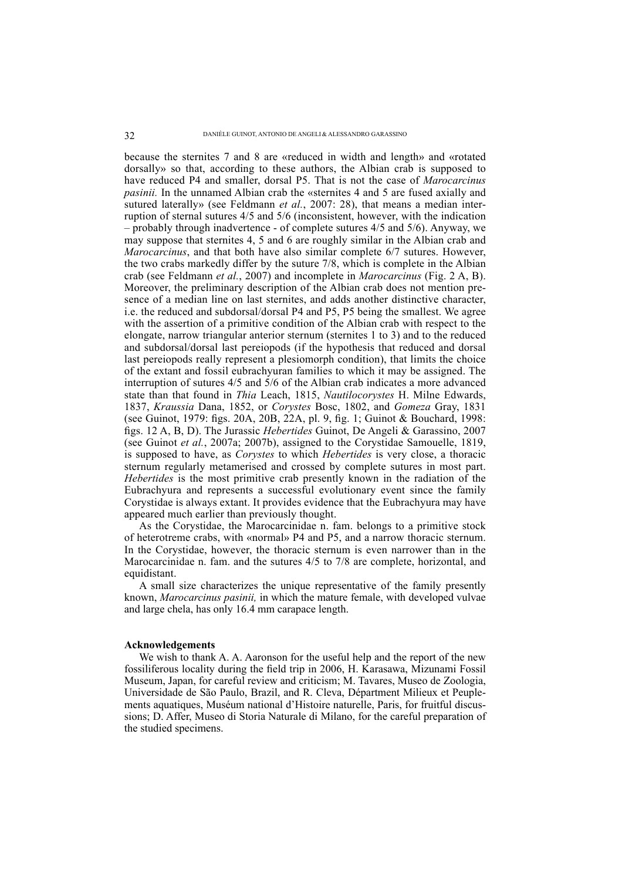because the sternites 7 and 8 are «reduced in width and length» and «rotated dorsally» so that, according to these authors, the Albian crab is supposed to have reduced P4 and smaller, dorsal P5. That is not the case of *Marocarcinus pasinii.* In the unnamed Albian crab the «sternites 4 and 5 are fused axially and sutured laterally» (see Feldmann *et al.*, 2007: 28), that means a median interruption of sternal sutures 4/5 and 5/6 (inconsistent, however, with the indication – probably through inadvertence - of complete sutures 4/5 and 5/6). Anyway, we may suppose that sternites 4, 5 and 6 are roughly similar in the Albian crab and *Marocarcinus*, and that both have also similar complete 6/7 sutures. However, the two crabs markedly differ by the suture 7/8, which is complete in the Albian crab (see Feldmann *et al.*, 2007) and incomplete in *Marocarcinus* (Fig. 2 A, B). Moreover, the preliminary description of the Albian crab does not mention presence of a median line on last sternites, and adds another distinctive character, i.e. the reduced and subdorsal/dorsal P4 and P5, P5 being the smallest. We agree with the assertion of a primitive condition of the Albian crab with respect to the elongate, narrow triangular anterior sternum (sternites 1 to 3) and to the reduced and subdorsal/dorsal last pereiopods (if the hypothesis that reduced and dorsal last pereiopods really represent a plesiomorph condition), that limits the choice of the extant and fossil eubrachyuran families to which it may be assigned. The interruption of sutures 4/5 and 5/6 of the Albian crab indicates a more advanced state than that found in *Thia* Leach, 1815, *Nautilocorystes* H. Milne Edwards, 1837, *Kraussia* Dana, 1852, or *Corystes* Bosc, 1802, and *Gomeza* Gray, 1831 (see Guinot, 1979: figs. 20A, 20B, 22A, pl. 9, fig. 1; Guinot & Bouchard, 1998: figs. 12 A, B, D). The Jurassic *Hebertides* Guinot, De Angeli & Garassino, 2007 (see Guinot *et al.*, 2007a; 2007b), assigned to the Corystidae Samouelle, 1819, is supposed to have, as *Corystes* to which *Hebertides* is very close, a thoracic sternum regularly metamerised and crossed by complete sutures in most part. *Hebertides* is the most primitive crab presently known in the radiation of the Eubrachyura and represents a successful evolutionary event since the family Corystidae is always extant. It provides evidence that the Eubrachyura may have appeared much earlier than previously thought.

As the Corystidae, the Marocarcinidae n. fam. belongs to a primitive stock of heterotreme crabs, with «normal» P4 and P5, and a narrow thoracic sternum. In the Corystidae, however, the thoracic sternum is even narrower than in the Marocarcinidae n. fam. and the sutures 4/5 to 7/8 are complete, horizontal, and equidistant.

A small size characterizes the unique representative of the family presently known, *Marocarcinus pasinii,* in which the mature female, with developed vulvae and large chela, has only 16.4 mm carapace length.

**Acknowledgements**

We wish to thank A. A. Aaronson for the useful help and the report of the new fossiliferous locality during the field trip in 2006, H. Karasawa, Mizunami Fossil Museum, Japan, for careful review and criticism; M. Tavares, Museo de Zoologia, Universidade de São Paulo, Brazil, and R. Cleva, Départment Milieux et Peuplements aquatiques, Muséum national d'Histoire naturelle, Paris, for fruitful discussions; D. Affer, Museo di Storia Naturale di Milano, for the careful preparation of the studied specimens.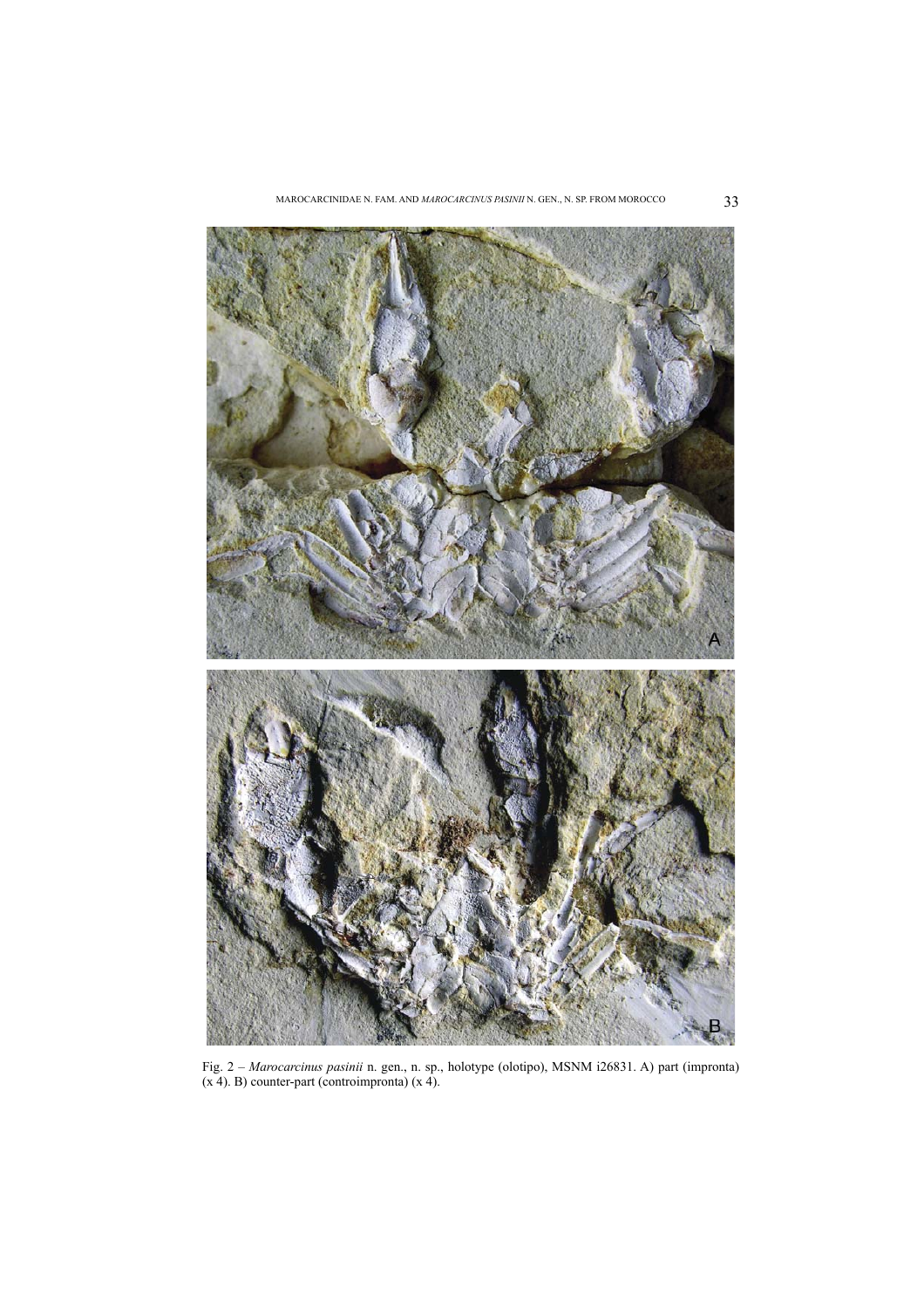Fig. 2 – *Marocarcinus pasinii* n. gen., n. sp., holotype (olotipo), MSNM i26831. A) part (impronta) (x 4). B) counter-part (controimpronta) (x 4).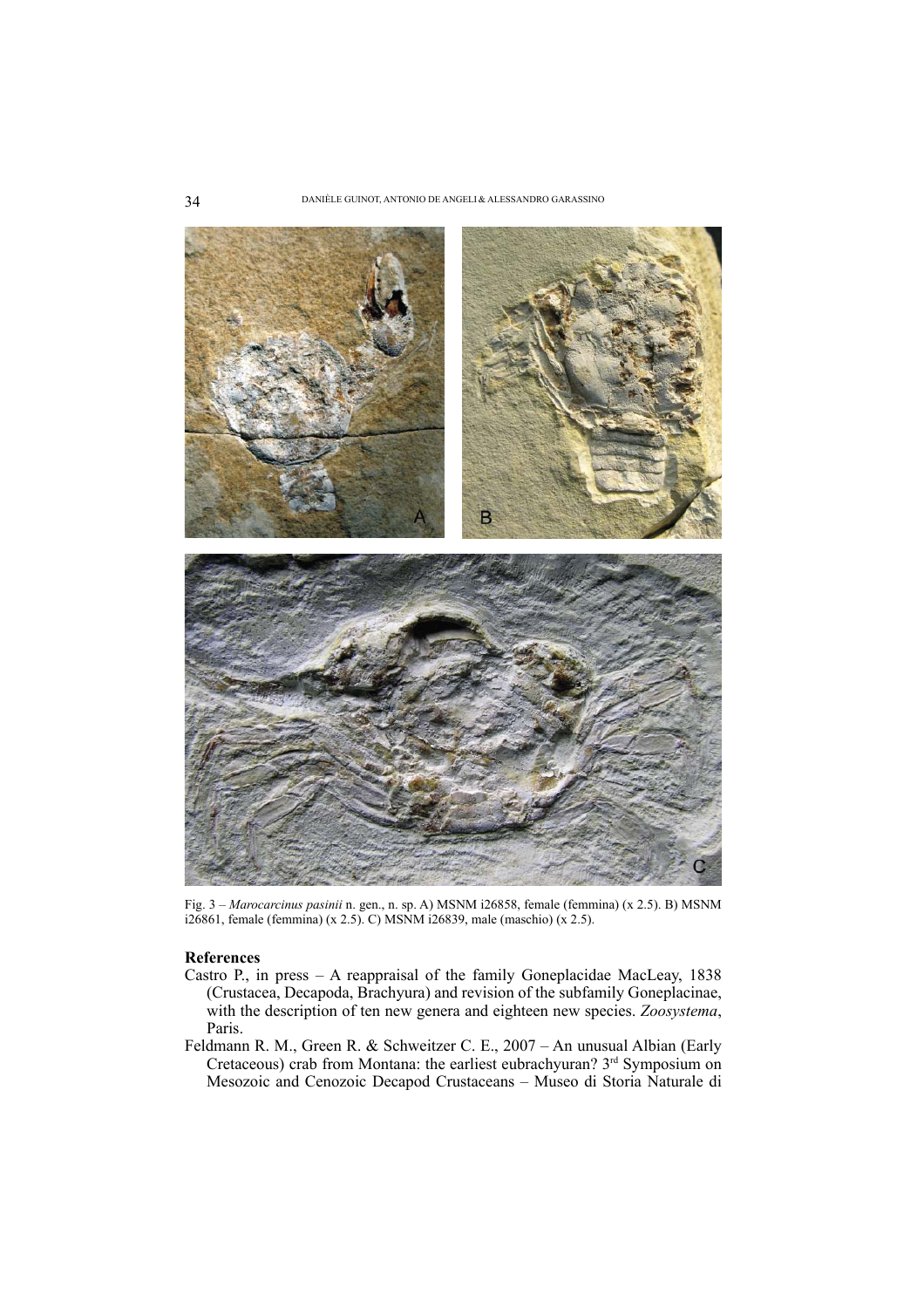Fig. 3 – *Marocarcinus pasinii* n. gen., n. sp. A) MSNM i26858, female (femmina) (x 2.5). B) MSNM i26861, female (femmina) (x 2.5). C) MSNM i26839, male (maschio) (x 2.5).

## References

Castro P., in press – A reappraisal of the family Goneplacidae MacLeay, 1838 (Crustacea, Decapoda, Brachyura) and revision of the subfamily Goneplacinae, with the description of ten new genera and eighteen new species. *Zoosystema*, Paris.

Feldmann R. M., Green R. & Schweitzer C. E., 2007 – An unusual Albian (Early Cretaceous) crab from Montana: the earliest eubrachyuran? 3rd Symposium on Mesozoic and Cenozoic Decapod Crustaceans – Museo di Storia Naturale di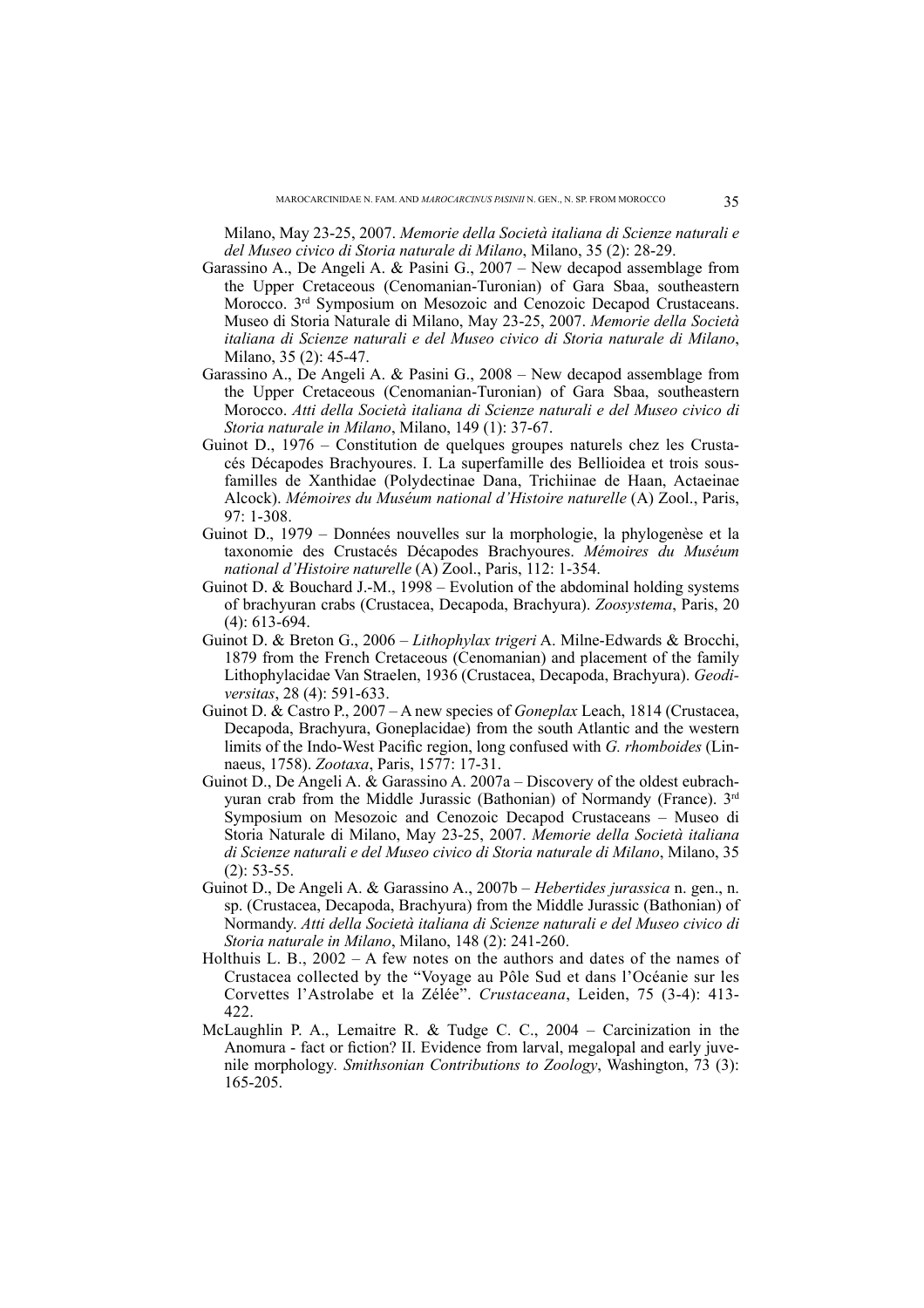Milano, May 23-25, 2007. *Memorie della Società italiana di Scienze naturali e del Museo civico di Storia naturale di Milano*, Milano, 35 (2): 28-29.

Garassino A., De Angeli A. & Pasini G., 2007 – New decapod assemblage from the Upper Cretaceous (Cenomanian-Turonian) of Gara Sbaa, southeastern Morocco. 3rd Symposium on Mesozoic and Cenozoic Decapod Crustaceans. Museo di Storia Naturale di Milano, May 23-25, 2007. *Memorie della Società italiana di Scienze naturali e del Museo civico di Storia naturale di Milano*, Milano, 35 (2): 45-47.

Garassino A., De Angeli A. & Pasini G., 2008 – New decapod assemblage from the Upper Cretaceous (Cenomanian-Turonian) of Gara Sbaa, southeastern Morocco. *Atti della Società italiana di Scienze naturali e del Museo civico di Storia naturale in Milano*, Milano, 149 (1): 37-67.

Guinot D., 1976 – Constitution de quelques groupes naturels chez les Crustacés Décapodes Brachyoures. I. La superfamille des Bellioidea et trois sous-familles de Xanthidae (Polydectinae Dana, Trichiinae de Haan, Actaeinae Alcock). *Mémoires du Muséum national d'Histoire naturelle* (A) Zool., Paris, 97: 1-308.

Guinot D., 1979 – Données nouvelles sur la morphologie, la phylogenèse et la taxonomie des Crustacés Décapodes Brachyoures. *Mémoires du Muséum national d'Histoire naturelle* (A) Zool., Paris, 112: 1-354.

Guinot D. & Bouchard J.-M., 1998 – Evolution of the abdominal holding systems of brachyuran crabs (Crustacea, Decapoda, Brachyura). *Zoosystema*, Paris, 20 (4): 613-694.

Guinot D. & Breton G., 2006 – *Lithophylax trigeri* A. Milne-Edwards & Brocchi, 1879 from the French Cretaceous (Cenomanian) and placement of the family Lithophylacidae Van Straelen, 1936 (Crustacea, Decapoda, Brachyura). *Geodiversitas*, 28 (4): 591-633.

Guinot D. & Castro P., 2007 – A new species of *Goneplax* Leach, 1814 (Crustacea, Decapoda, Brachyura, Goneplacidae) from the south Atlantic and the western limits of the Indo-West Pacific region, long confused with *G. rhomboides* (Linnaeus, 1758). *Zootaxa*, Paris, 1577: 17-31.

Guinot D., De Angeli A. & Garassino A. 2007a – Discovery of the oldest eubrachyuran crab from the Middle Jurassic (Bathonian) of Normandy (France). 3rd Symposium on Mesozoic and Cenozoic Decapod Crustaceans – Museo di Storia Naturale di Milano, May 23-25, 2007. *Memorie della Società italiana di Scienze naturali e del Museo civico di Storia naturale di Milano*, Milano, 35 (2): 53-55.

Guinot D., De Angeli A. & Garassino A., 2007b – *Hebertides jurassica* n. gen., n. sp. (Crustacea, Decapoda, Brachyura) from the Middle Jurassic (Bathonian) of Normandy. *Atti della Società italiana di Scienze naturali e del Museo civico di Storia naturale in Milano*, Milano, 148 (2): 241-260.

Holthuis L. B., 2002 – A few notes on the authors and dates of the names of Crustacea collected by the "Voyage au Pôle Sud et dans l'Océanie sur les Corvettes l'Astrolabe et la Zélée". *Crustaceana*, Leiden, 75 (3-4): 413-422.

McLaughlin P. A., Lemaitre R. & Tudge C. C., 2004 – Carcinization in the Anomura - fact or fiction? II. Evidence from larval, megalopal and early juvenile morphology. *Smithsonian Contributions to Zoology*, Washington, 73 (3): 165-205.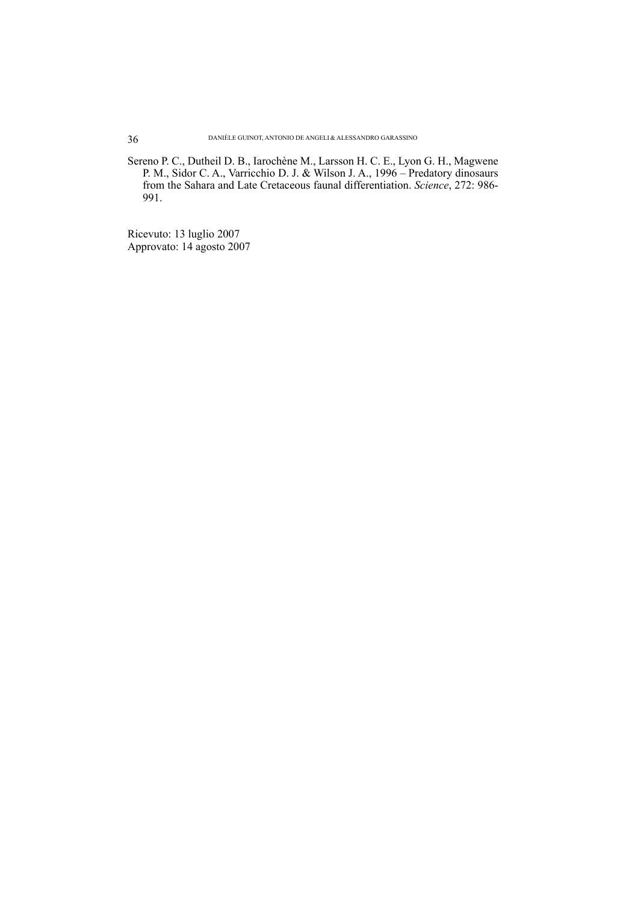Sereno P. C., Dutheil D. B., Iarochène M., Larsson H. C. E., Lyon G. H., Magwene P. M., Sidor C. A., Varricchio D. J. & Wilson J. A., 1996 – Predatory dinosaurs from the Sahara and Late Cretaceous faunal differentiation. *Science*, 272: 986-991.

Ricevuto: 13 luglio 2007
Approvato: 14 agosto 2007